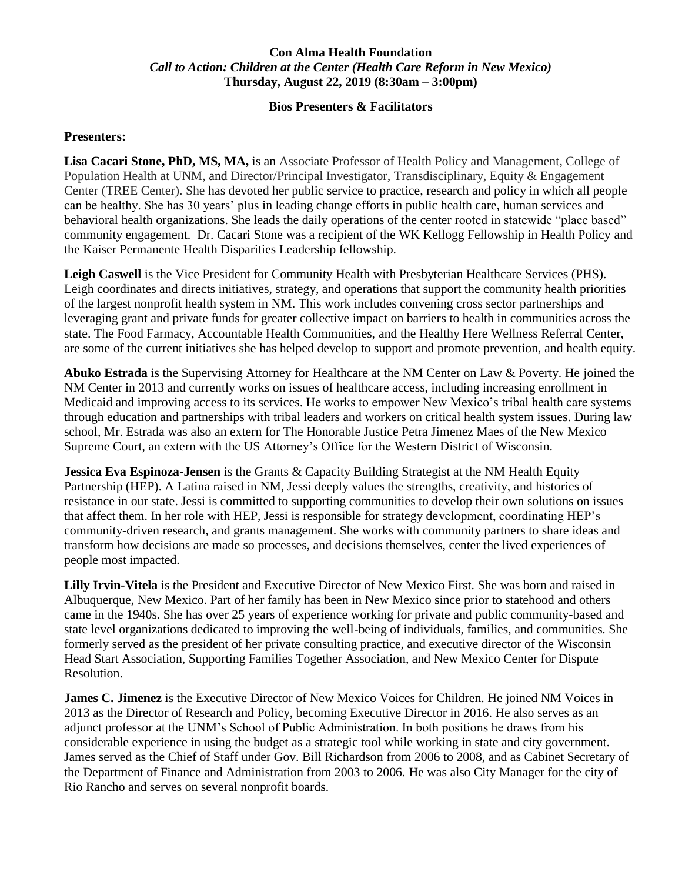**Con Alma Health Foundation**

***Call to Action: Children at the Center (Health Care Reform in New Mexico)***

**Thursday, August 22, 2019 (8:30am – 3:00pm)**

**Bios Presenters & Facilitators**

**Presenters:**

**Lisa Cacari Stone, PhD, MS, MA,** is an Associate Professor of Health Policy and Management, College of Population Health at UNM, and Director/Principal Investigator, Transdisciplinary, Equity & Engagement Center (TREE Center). She has devoted her public service to practice, research and policy in which all people can be healthy. She has 30 years' plus in leading change efforts in public health care, human services and behavioral health organizations. She leads the daily operations of the center rooted in statewide "place based" community engagement. Dr. Cacari Stone was a recipient of the WK Kellogg Fellowship in Health Policy and the Kaiser Permanente Health Disparities Leadership fellowship.

**Leigh Caswell** is the Vice President for Community Health with Presbyterian Healthcare Services (PHS). Leigh coordinates and directs initiatives, strategy, and operations that support the community health priorities of the largest nonprofit health system in NM. This work includes convening cross sector partnerships and leveraging grant and private funds for greater collective impact on barriers to health in communities across the state. The Food Farmacy, Accountable Health Communities, and the Healthy Here Wellness Referral Center, are some of the current initiatives she has helped develop to support and promote prevention, and health equity.

**Abuko Estrada** is the Supervising Attorney for Healthcare at the NM Center on Law & Poverty. He joined the NM Center in 2013 and currently works on issues of healthcare access, including increasing enrollment in Medicaid and improving access to its services. He works to empower New Mexico's tribal health care systems through education and partnerships with tribal leaders and workers on critical health system issues. During law school, Mr. Estrada was also an extern for The Honorable Justice Petra Jimenez Maes of the New Mexico Supreme Court, an extern with the US Attorney's Office for the Western District of Wisconsin.

**Jessica Eva Espinoza-Jensen** is the Grants & Capacity Building Strategist at the NM Health Equity Partnership (HEP). A Latina raised in NM, Jessi deeply values the strengths, creativity, and histories of resistance in our state. Jessi is committed to supporting communities to develop their own solutions on issues that affect them. In her role with HEP, Jessi is responsible for strategy development, coordinating HEP's community-driven research, and grants management. She works with community partners to share ideas and transform how decisions are made so processes, and decisions themselves, center the lived experiences of people most impacted.

**Lilly Irvin-Vitela** is the President and Executive Director of New Mexico First. She was born and raised in Albuquerque, New Mexico. Part of her family has been in New Mexico since prior to statehood and others came in the 1940s. She has over 25 years of experience working for private and public community-based and state level organizations dedicated to improving the well-being of individuals, families, and communities. She formerly served as the president of her private consulting practice, and executive director of the Wisconsin Head Start Association, Supporting Families Together Association, and New Mexico Center for Dispute Resolution.

**James C. Jimenez** is the Executive Director of New Mexico Voices for Children. He joined NM Voices in 2013 as the Director of Research and Policy, becoming Executive Director in 2016. He also serves as an adjunct professor at the UNM's School of Public Administration. In both positions he draws from his considerable experience in using the budget as a strategic tool while working in state and city government. James served as the Chief of Staff under Gov. Bill Richardson from 2006 to 2008, and as Cabinet Secretary of the Department of Finance and Administration from 2003 to 2006. He was also City Manager for the city of Rio Rancho and serves on several nonprofit boards.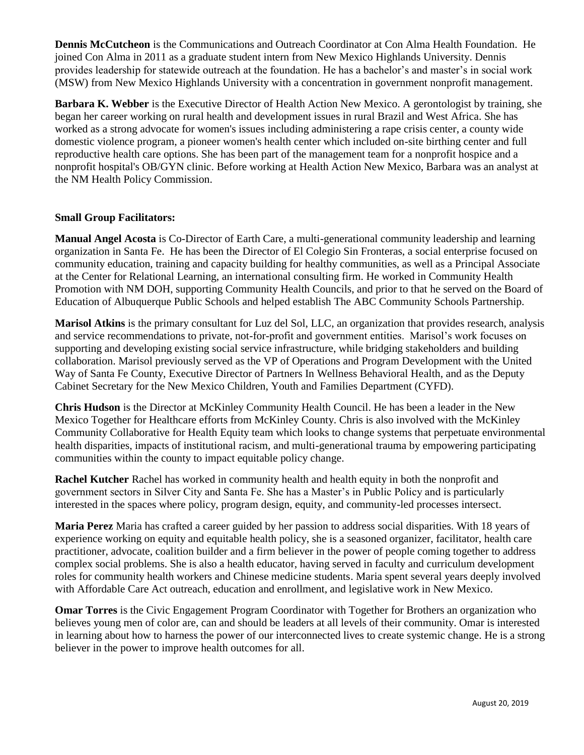**Dennis McCutcheon** is the Communications and Outreach Coordinator at Con Alma Health Foundation. He joined Con Alma in 2011 as a graduate student intern from New Mexico Highlands University. Dennis provides leadership for statewide outreach at the foundation. He has a bachelor's and master's in social work (MSW) from New Mexico Highlands University with a concentration in government nonprofit management.

**Barbara K. Webber** is the Executive Director of Health Action New Mexico. A gerontologist by training, she began her career working on rural health and development issues in rural Brazil and West Africa. She has worked as a strong advocate for women's issues including administering a rape crisis center, a county wide domestic violence program, a pioneer women's health center which included on-site birthing center and full reproductive health care options. She has been part of the management team for a nonprofit hospice and a nonprofit hospital's OB/GYN clinic. Before working at Health Action New Mexico, Barbara was an analyst at the NM Health Policy Commission.

**Small Group Facilitators:**

**Manual Angel Acosta** is Co-Director of Earth Care, a multi-generational community leadership and learning organization in Santa Fe. He has been the Director of El Colegio Sin Fronteras, a social enterprise focused on community education, training and capacity building for healthy communities, as well as a Principal Associate at the Center for Relational Learning, an international consulting firm. He worked in Community Health Promotion with NM DOH, supporting Community Health Councils, and prior to that he served on the Board of Education of Albuquerque Public Schools and helped establish The ABC Community Schools Partnership.

**Marisol Atkins** is the primary consultant for Luz del Sol, LLC, an organization that provides research, analysis and service recommendations to private, not-for-profit and government entities. Marisol's work focuses on supporting and developing existing social service infrastructure, while bridging stakeholders and building collaboration. Marisol previously served as the VP of Operations and Program Development with the United Way of Santa Fe County, Executive Director of Partners In Wellness Behavioral Health, and as the Deputy Cabinet Secretary for the New Mexico Children, Youth and Families Department (CYFD).

**Chris Hudson** is the Director at McKinley Community Health Council. He has been a leader in the New Mexico Together for Healthcare efforts from McKinley County. Chris is also involved with the McKinley Community Collaborative for Health Equity team which looks to change systems that perpetuate environmental health disparities, impacts of institutional racism, and multi-generational trauma by empowering participating communities within the county to impact equitable policy change.

**Rachel Kutcher** Rachel has worked in community health and health equity in both the nonprofit and government sectors in Silver City and Santa Fe. She has a Master's in Public Policy and is particularly interested in the spaces where policy, program design, equity, and community-led processes intersect.

**Maria Perez** Maria has crafted a career guided by her passion to address social disparities. With 18 years of experience working on equity and equitable health policy, she is a seasoned organizer, facilitator, health care practitioner, advocate, coalition builder and a firm believer in the power of people coming together to address complex social problems. She is also a health educator, having served in faculty and curriculum development roles for community health workers and Chinese medicine students. Maria spent several years deeply involved with Affordable Care Act outreach, education and enrollment, and legislative work in New Mexico.

**Omar Torres** is the Civic Engagement Program Coordinator with Together for Brothers an organization who believes young men of color are, can and should be leaders at all levels of their community. Omar is interested in learning about how to harness the power of our interconnected lives to create systemic change. He is a strong believer in the power to improve health outcomes for all.

August 20, 2019